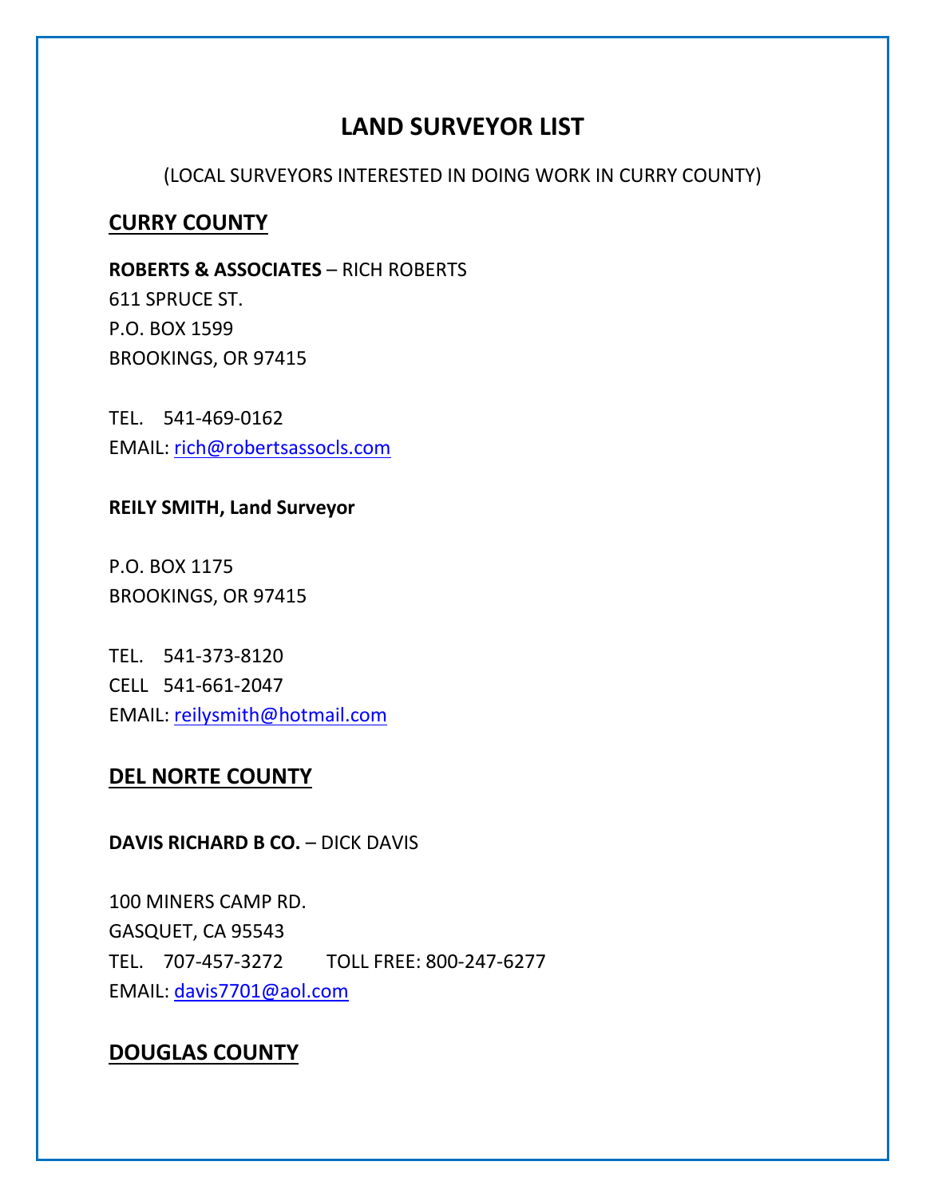# LAND SURVEYOR LIST

(LOCAL SURVEYORS INTERESTED IN DOING WORK IN CURRY COUNTY)

## CURRY COUNTY

**ROBERTS & ASSOCIATES** – RICH ROBERTS
611 SPRUCE ST.
P.O. BOX 1599
BROOKINGS, OR 97415

TEL. 541-469-0162
EMAIL: rich@robertsassocls.com

**REILY SMITH, Land Surveyor**

P.O. BOX 1175
BROOKINGS, OR 97415

TEL. 541-373-8120
CELL 541-661-2047
EMAIL: reilysmith@hotmail.com

## DEL NORTE COUNTY

**DAVIS RICHARD B CO.** – DICK DAVIS

100 MINERS CAMP RD.
GASQUET, CA 95543
TEL. 707-457-3272 TOLL FREE: 800-247-6277
EMAIL: davis7701@aol.com

## DOUGLAS COUNTY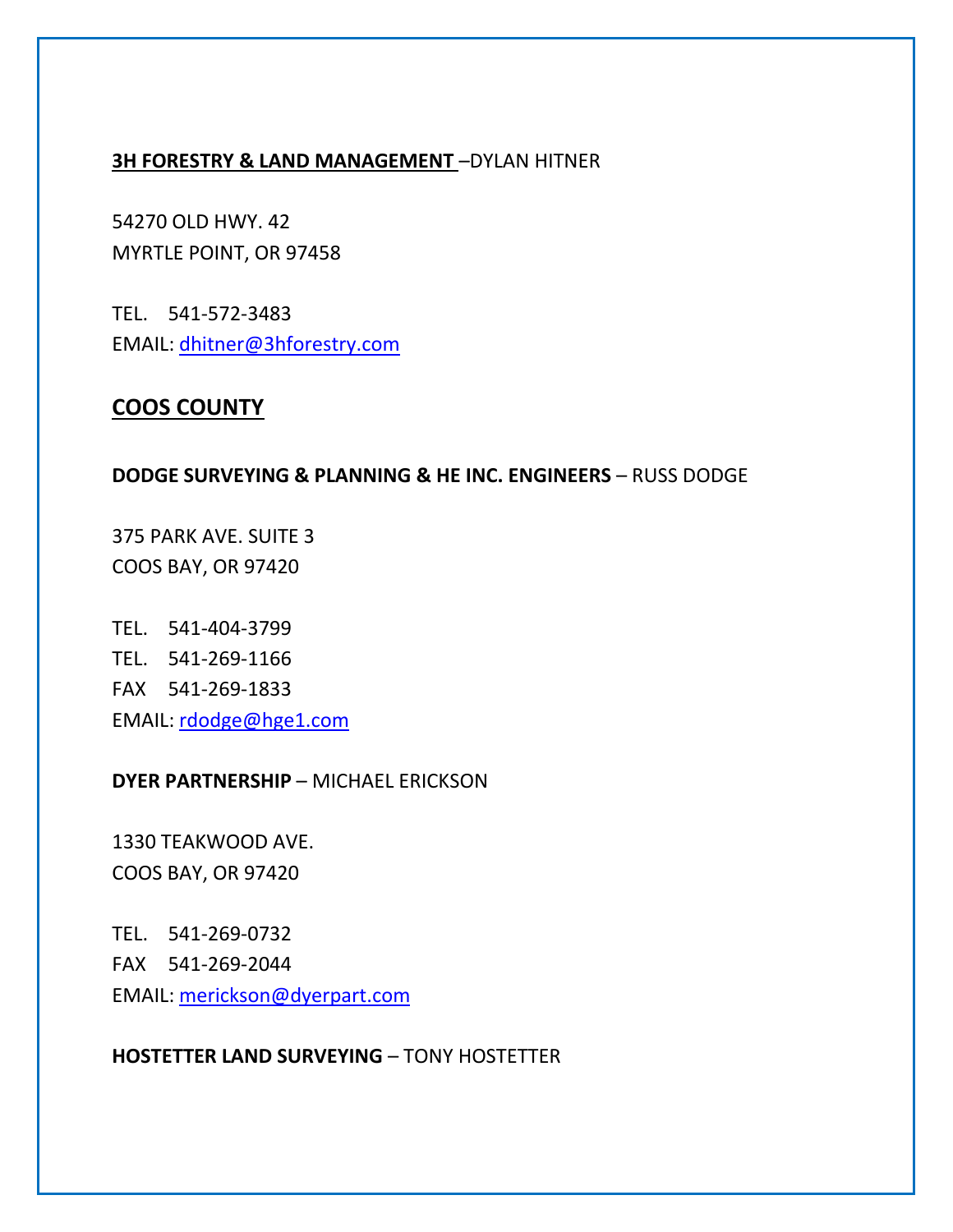**<u>3H FORESTRY & LAND MANAGEMENT</u>** –DYLAN HITNER

54270 OLD HWY. 42
MYRTLE POINT, OR 97458

TEL. 541-572-3483
EMAIL: dhitner@3hforestry.com

## <u>COOS COUNTY</u>

**DODGE SURVEYING & PLANNING & HE INC. ENGINEERS** – RUSS DODGE

375 PARK AVE. SUITE 3
COOS BAY, OR 97420

TEL. 541-404-3799
TEL. 541-269-1166
FAX 541-269-1833
EMAIL: rdodge@hge1.com

**DYER PARTNERSHIP** – MICHAEL ERICKSON

1330 TEAKWOOD AVE.
COOS BAY, OR 97420

TEL. 541-269-0732
FAX 541-269-2044
EMAIL: merickson@dyerpart.com

**HOSTETTER LAND SURVEYING** – TONY HOSTETTER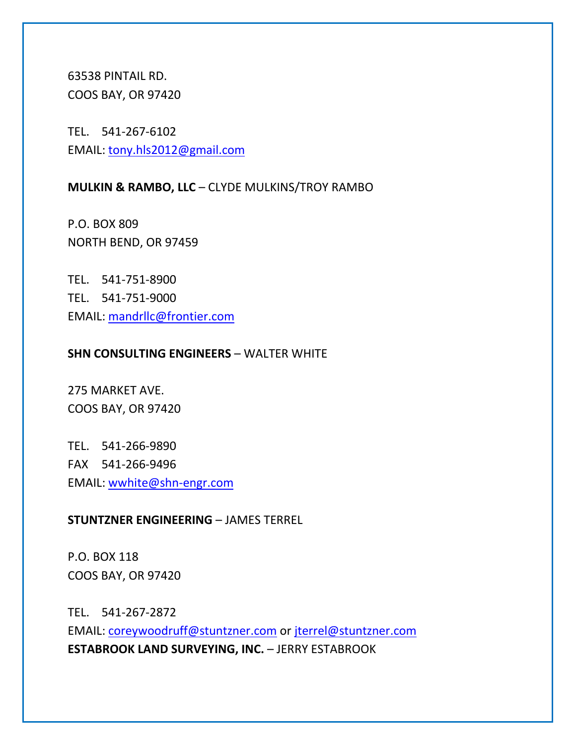63538 PINTAIL RD.
COOS BAY, OR 97420

TEL. 541-267-6102
EMAIL: tony.hls2012@gmail.com

**MULKIN & RAMBO, LLC** – CLYDE MULKINS/TROY RAMBO

P.O. BOX 809
NORTH BEND, OR 97459

TEL. 541-751-8900
TEL. 541-751-9000
EMAIL: mandrllc@frontier.com

**SHN CONSULTING ENGINEERS** – WALTER WHITE

275 MARKET AVE.
COOS BAY, OR 97420

TEL. 541-266-9890
FAX 541-266-9496
EMAIL: wwhite@shn-engr.com

**STUNTZNER ENGINEERING** – JAMES TERREL

P.O. BOX 118
COOS BAY, OR 97420

TEL. 541-267-2872
EMAIL: coreywoodruff@stuntzner.com or jterrel@stuntzner.com

**ESTABROOK LAND SURVEYING, INC.** – JERRY ESTABROOK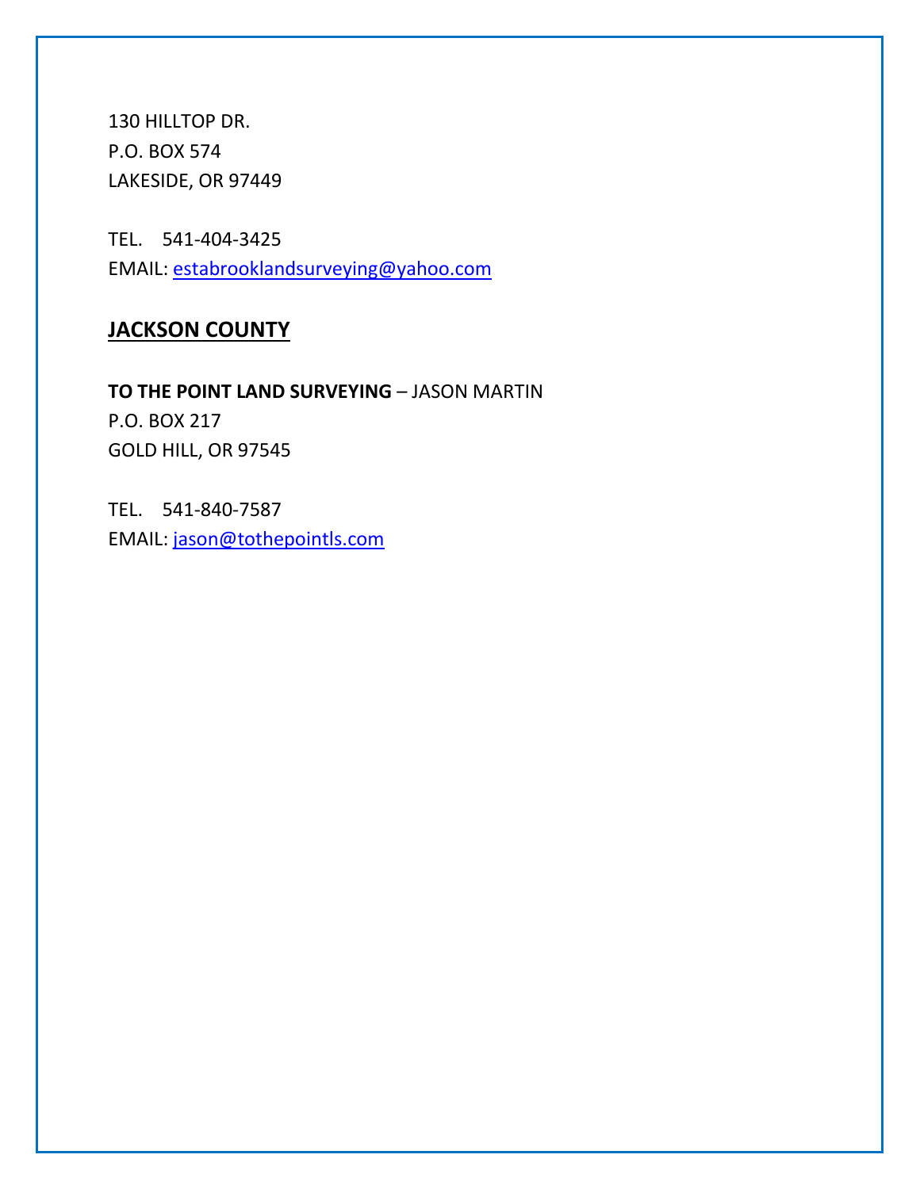130 HILLTOP DR.
P.O. BOX 574
LAKESIDE, OR 97449

TEL. 541-404-3425
EMAIL: estabrooklandsurveying@yahoo.com

## JACKSON COUNTY

**TO THE POINT LAND SURVEYING** – JASON MARTIN
P.O. BOX 217
GOLD HILL, OR 97545

TEL. 541-840-7587
EMAIL: jason@tothepointls.com